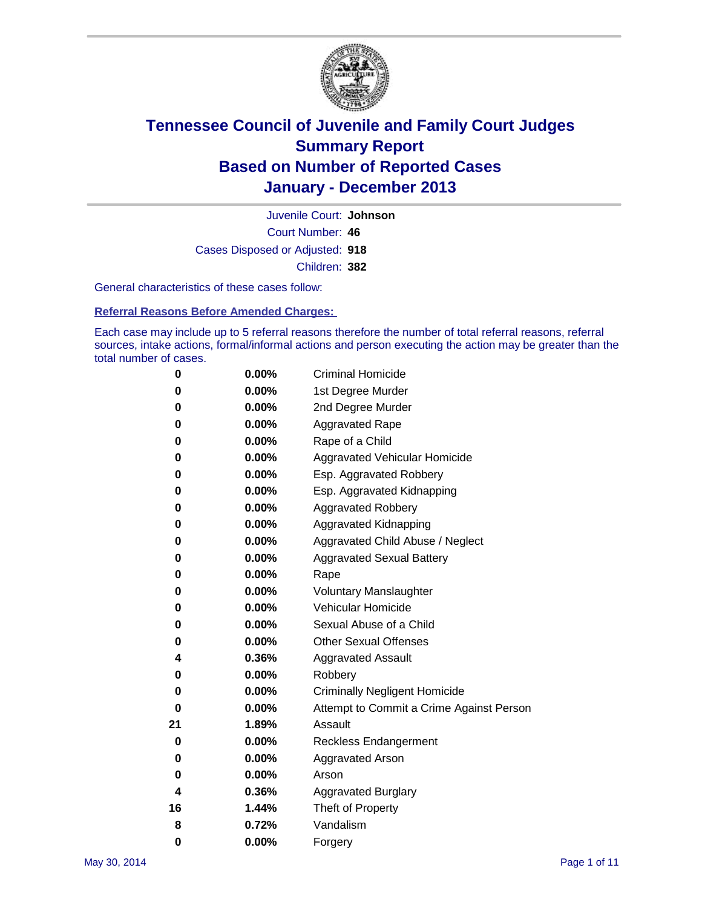# Tennessee Council of Juvenile and Family Court Judges
# Summary Report
# Based on Number of Reported Cases
# January - December 2013

Juvenile Court: **Johnson**

Court Number: **46**

Cases Disposed or Adjusted: **918**

Children: **382**

General characteristics of these cases follow:

**Referral Reasons Before Amended Charges:**

Each case may include up to 5 referral reasons therefore the number of total referral reasons, referral sources, intake actions, formal/informal actions and person executing the action may be greater than the total number of cases.

| | | |
|---|---|---|
| 0 | 0.00% | Criminal Homicide |
| 0 | 0.00% | 1st Degree Murder |
| 0 | 0.00% | 2nd Degree Murder |
| 0 | 0.00% | Aggravated Rape |
| 0 | 0.00% | Rape of a Child |
| 0 | 0.00% | Aggravated Vehicular Homicide |
| 0 | 0.00% | Esp. Aggravated Robbery |
| 0 | 0.00% | Esp. Aggravated Kidnapping |
| 0 | 0.00% | Aggravated Robbery |
| 0 | 0.00% | Aggravated Kidnapping |
| 0 | 0.00% | Aggravated Child Abuse / Neglect |
| 0 | 0.00% | Aggravated Sexual Battery |
| 0 | 0.00% | Rape |
| 0 | 0.00% | Voluntary Manslaughter |
| 0 | 0.00% | Vehicular Homicide |
| 0 | 0.00% | Sexual Abuse of a Child |
| 0 | 0.00% | Other Sexual Offenses |
| 4 | 0.36% | Aggravated Assault |
| 0 | 0.00% | Robbery |
| 0 | 0.00% | Criminally Negligent Homicide |
| 0 | 0.00% | Attempt to Commit a Crime Against Person |
| 21 | 1.89% | Assault |
| 0 | 0.00% | Reckless Endangerment |
| 0 | 0.00% | Aggravated Arson |
| 0 | 0.00% | Arson |
| 4 | 0.36% | Aggravated Burglary |
| 16 | 1.44% | Theft of Property |
| 8 | 0.72% | Vandalism |
| 0 | 0.00% | Forgery |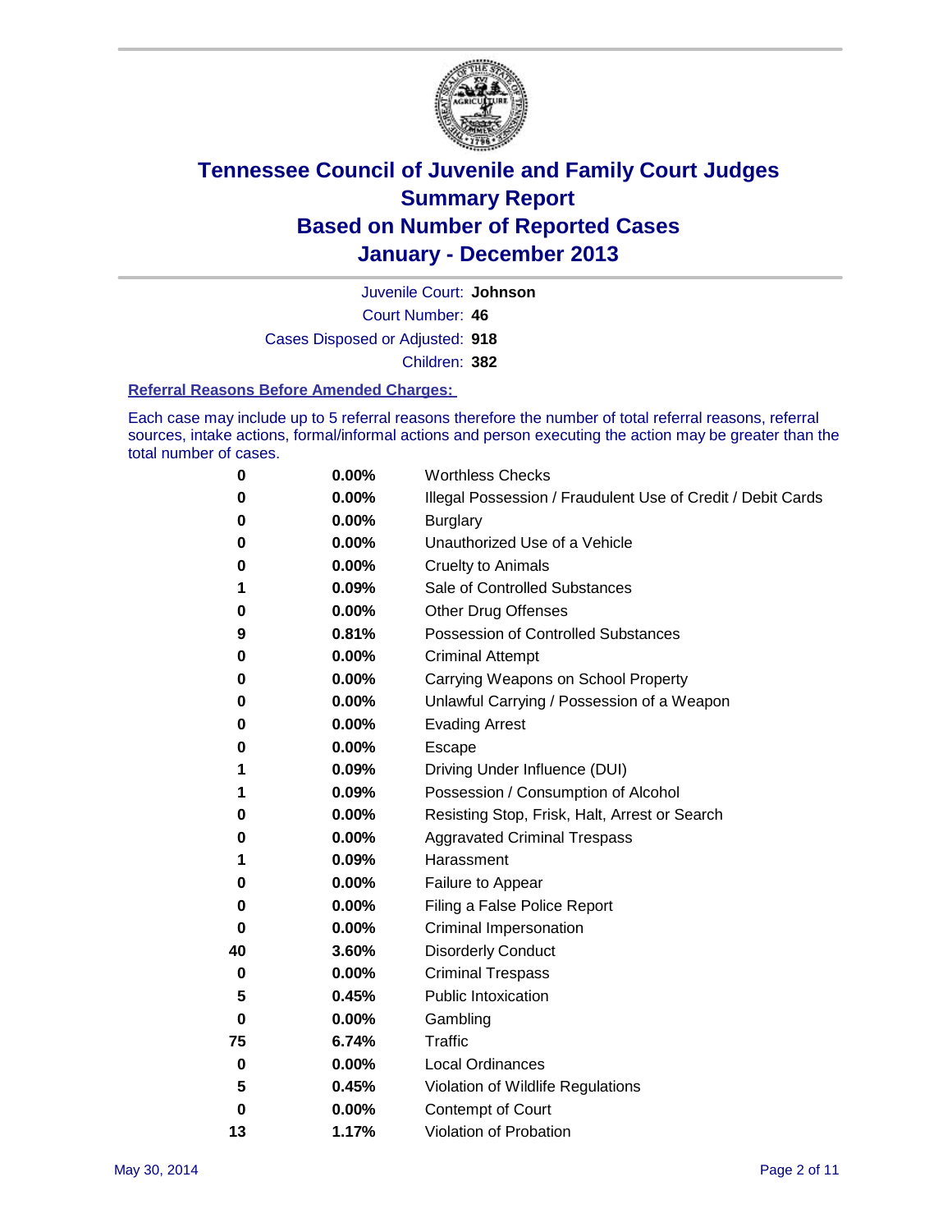# Tennessee Council of Juvenile and Family Court Judges
# Summary Report
# Based on Number of Reported Cases
# January - December 2013

Juvenile Court: **Johnson**

Court Number: **46**

Cases Disposed or Adjusted: **918**

Children: **382**

### Referral Reasons Before Amended Charges:

Each case may include up to 5 referral reasons therefore the number of total referral reasons, referral sources, intake actions, formal/informal actions and person executing the action may be greater than the total number of cases.

| | | |
|---|---|---|
| 0 | 0.00% | Worthless Checks |
| 0 | 0.00% | Illegal Possession / Fraudulent Use of Credit / Debit Cards |
| 0 | 0.00% | Burglary |
| 0 | 0.00% | Unauthorized Use of a Vehicle |
| 0 | 0.00% | Cruelty to Animals |
| 1 | 0.09% | Sale of Controlled Substances |
| 0 | 0.00% | Other Drug Offenses |
| 9 | 0.81% | Possession of Controlled Substances |
| 0 | 0.00% | Criminal Attempt |
| 0 | 0.00% | Carrying Weapons on School Property |
| 0 | 0.00% | Unlawful Carrying / Possession of a Weapon |
| 0 | 0.00% | Evading Arrest |
| 0 | 0.00% | Escape |
| 1 | 0.09% | Driving Under Influence (DUI) |
| 1 | 0.09% | Possession / Consumption of Alcohol |
| 0 | 0.00% | Resisting Stop, Frisk, Halt, Arrest or Search |
| 0 | 0.00% | Aggravated Criminal Trespass |
| 1 | 0.09% | Harassment |
| 0 | 0.00% | Failure to Appear |
| 0 | 0.00% | Filing a False Police Report |
| 0 | 0.00% | Criminal Impersonation |
| 40 | 3.60% | Disorderly Conduct |
| 0 | 0.00% | Criminal Trespass |
| 5 | 0.45% | Public Intoxication |
| 0 | 0.00% | Gambling |
| 75 | 6.74% | Traffic |
| 0 | 0.00% | Local Ordinances |
| 5 | 0.45% | Violation of Wildlife Regulations |
| 0 | 0.00% | Contempt of Court |
| 13 | 1.17% | Violation of Probation |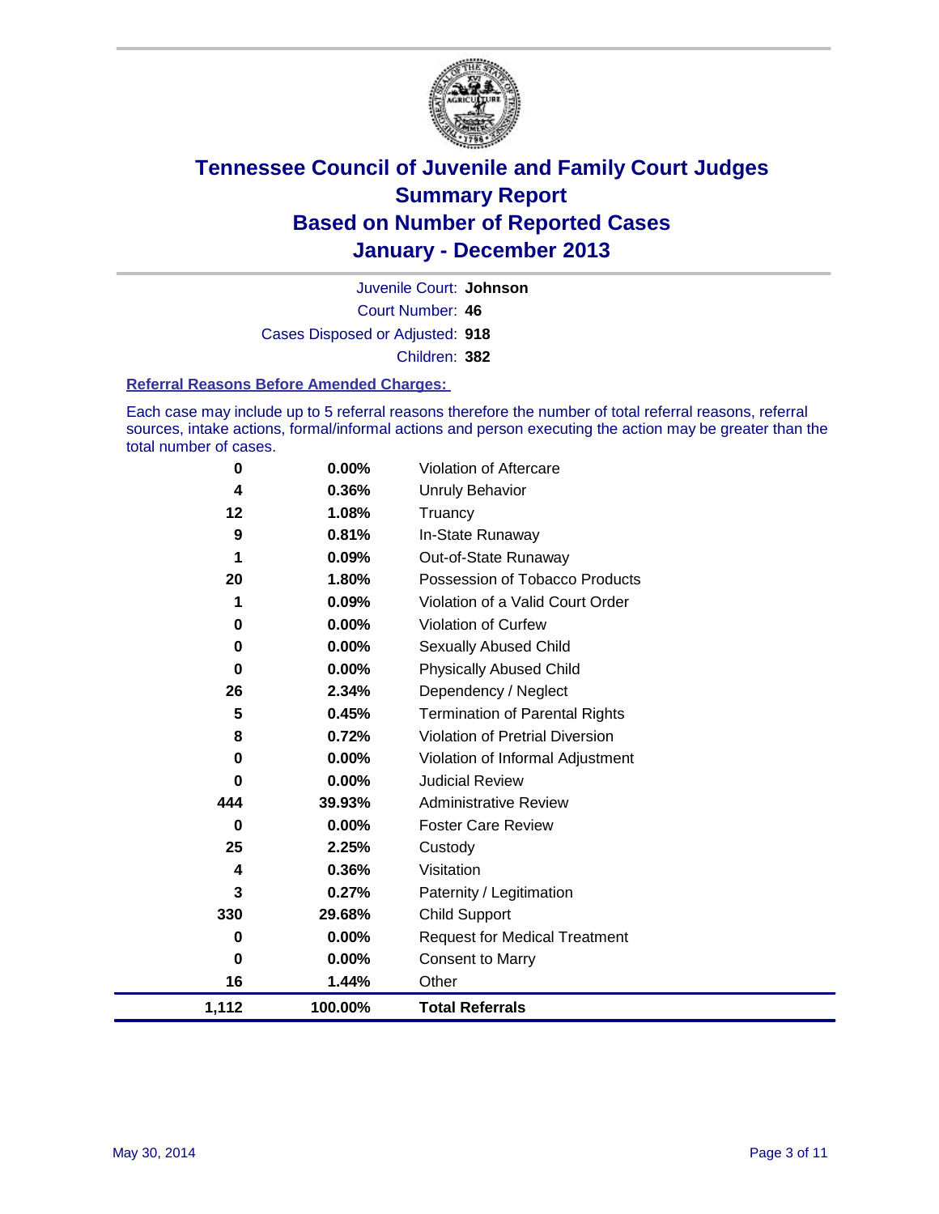# Tennessee Council of Juvenile and Family Court Judges
# Summary Report
# Based on Number of Reported Cases
# January - December 2013

Juvenile Court: **Johnson**

Court Number: **46**

Cases Disposed or Adjusted: **918**

Children: **382**

### Referral Reasons Before Amended Charges:

Each case may include up to 5 referral reasons therefore the number of total referral reasons, referral sources, intake actions, formal/informal actions and person executing the action may be greater than the total number of cases.

| | | |
|---|---|---|
| 0 | 0.00% | Violation of Aftercare |
| 4 | 0.36% | Unruly Behavior |
| 12 | 1.08% | Truancy |
| 9 | 0.81% | In-State Runaway |
| 1 | 0.09% | Out-of-State Runaway |
| 20 | 1.80% | Possession of Tobacco Products |
| 1 | 0.09% | Violation of a Valid Court Order |
| 0 | 0.00% | Violation of Curfew |
| 0 | 0.00% | Sexually Abused Child |
| 0 | 0.00% | Physically Abused Child |
| 26 | 2.34% | Dependency / Neglect |
| 5 | 0.45% | Termination of Parental Rights |
| 8 | 0.72% | Violation of Pretrial Diversion |
| 0 | 0.00% | Violation of Informal Adjustment |
| 0 | 0.00% | Judicial Review |
| 444 | 39.93% | Administrative Review |
| 0 | 0.00% | Foster Care Review |
| 25 | 2.25% | Custody |
| 4 | 0.36% | Visitation |
| 3 | 0.27% | Paternity / Legitimation |
| 330 | 29.68% | Child Support |
| 0 | 0.00% | Request for Medical Treatment |
| 0 | 0.00% | Consent to Marry |
| 16 | 1.44% | Other |
| **1,112** | **100.00%** | **Total Referrals** |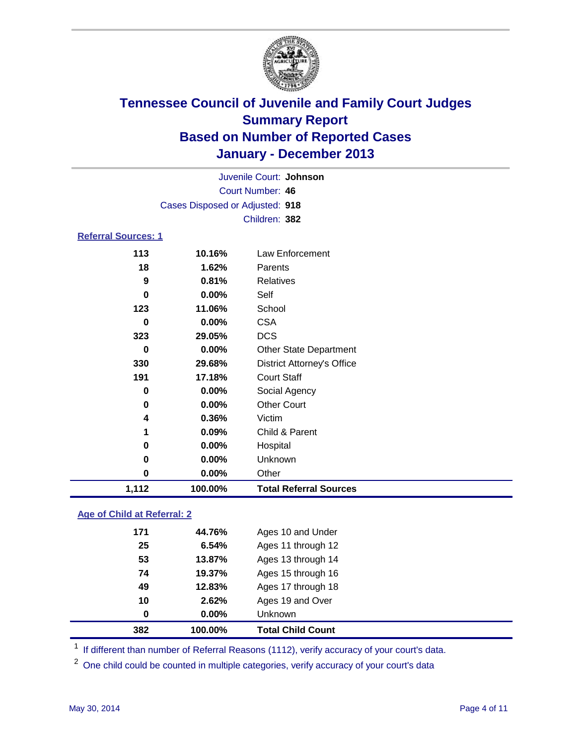# Tennessee Council of Juvenile and Family Court Judges
## Summary Report
## Based on Number of Reported Cases
## January - December 2013

Juvenile Court: **Johnson**
Court Number: **46**
Cases Disposed or Adjusted: **918**
Children: **382**

### Referral Sources: 1

| | | |
|---|---|---|
| 113 | 10.16% | Law Enforcement |
| 18 | 1.62% | Parents |
| 9 | 0.81% | Relatives |
| 0 | 0.00% | Self |
| 123 | 11.06% | School |
| 0 | 0.00% | CSA |
| 323 | 29.05% | DCS |
| 0 | 0.00% | Other State Department |
| 330 | 29.68% | District Attorney's Office |
| 191 | 17.18% | Court Staff |
| 0 | 0.00% | Social Agency |
| 0 | 0.00% | Other Court |
| 4 | 0.36% | Victim |
| 1 | 0.09% | Child & Parent |
| 0 | 0.00% | Hospital |
| 0 | 0.00% | Unknown |
| 0 | 0.00% | Other |
| **1,112** | **100.00%** | **Total Referral Sources** |

### Age of Child at Referral: 2

| | | |
|---|---|---|
| 171 | 44.76% | Ages 10 and Under |
| 25 | 6.54% | Ages 11 through 12 |
| 53 | 13.87% | Ages 13 through 14 |
| 74 | 19.37% | Ages 15 through 16 |
| 49 | 12.83% | Ages 17 through 18 |
| 10 | 2.62% | Ages 19 and Over |
| 0 | 0.00% | Unknown |
| **382** | **100.00%** | **Total Child Count** |

[1] If different than number of Referral Reasons (1112), verify accuracy of your court's data.

[2] One child could be counted in multiple categories, verify accuracy of your court's data

May 30, 2014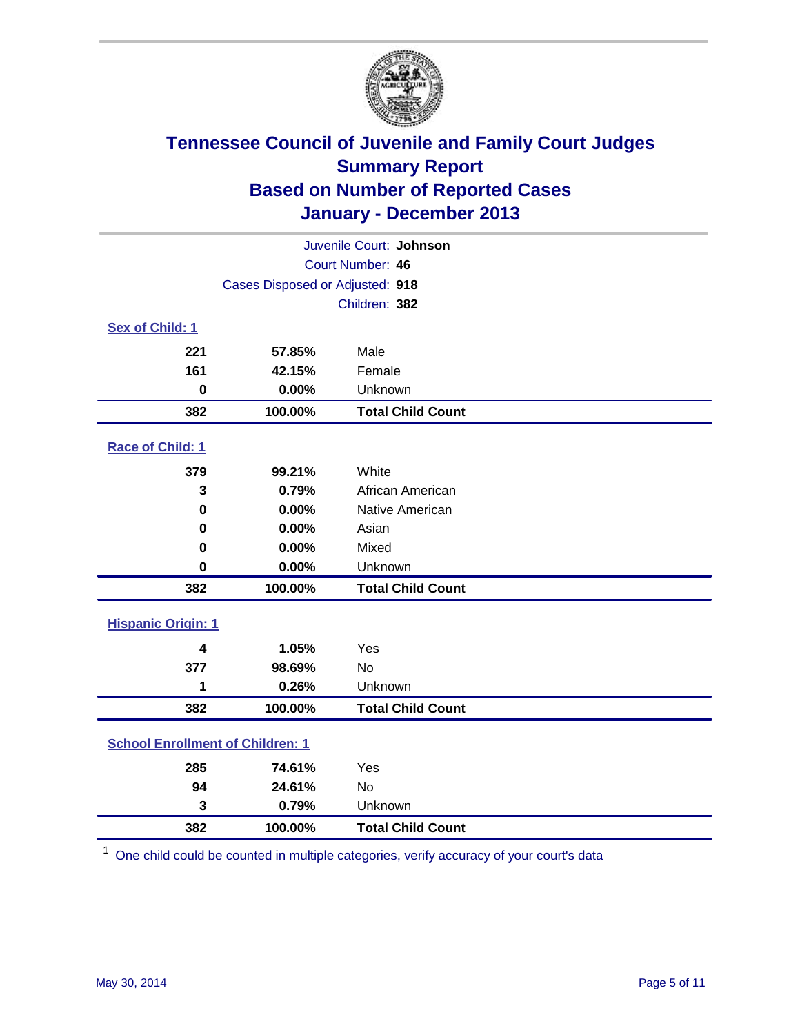# Tennessee Council of Juvenile and Family Court Judges
## Summary Report
## Based on Number of Reported Cases
## January - December 2013

Juvenile Court: **Johnson**
Court Number: **46**
Cases Disposed or Adjusted: **918**
Children: **382**

### Sex of Child: 1

| | | |
|---|---|---|
| 221 | 57.85% | Male |
| 161 | 42.15% | Female |
| 0 | 0.00% | Unknown |
| **382** | **100.00%** | **Total Child Count** |

### Race of Child: 1

| | | |
|---|---|---|
| 379 | 99.21% | White |
| 3 | 0.79% | African American |
| 0 | 0.00% | Native American |
| 0 | 0.00% | Asian |
| 0 | 0.00% | Mixed |
| 0 | 0.00% | Unknown |
| **382** | **100.00%** | **Total Child Count** |

### Hispanic Origin: 1

| | | |
|---|---|---|
| 4 | 1.05% | Yes |
| 377 | 98.69% | No |
| 1 | 0.26% | Unknown |
| **382** | **100.00%** | **Total Child Count** |

### School Enrollment of Children: 1

| | | |
|---|---|---|
| 285 | 74.61% | Yes |
| 94 | 24.61% | No |
| 3 | 0.79% | Unknown |
| **382** | **100.00%** | **Total Child Count** |

[1] One child could be counted in multiple categories, verify accuracy of your court's data

May 30, 2014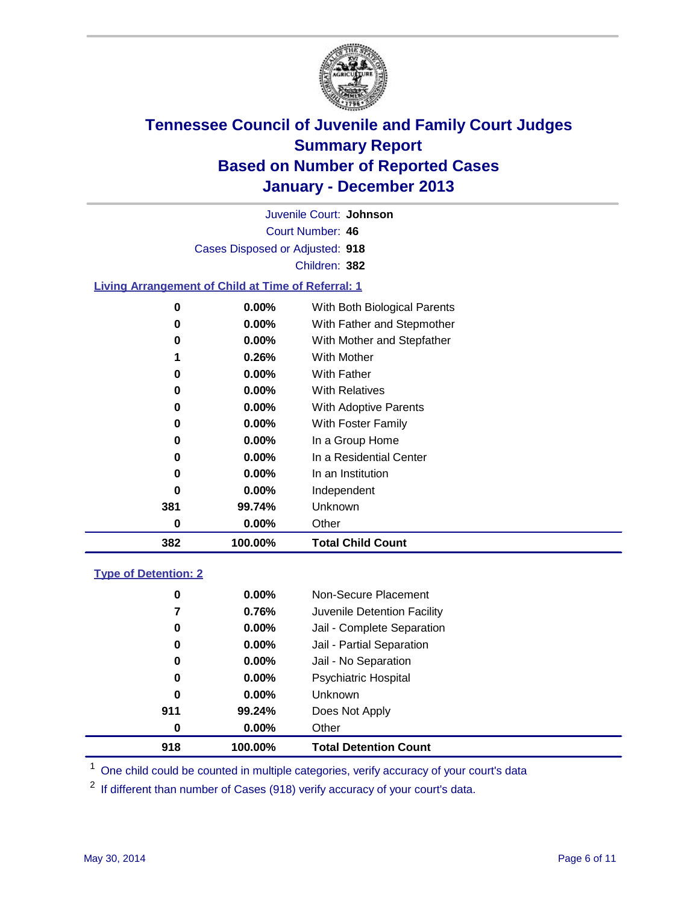# Tennessee Council of Juvenile and Family Court Judges
## Summary Report
## Based on Number of Reported Cases
## January - December 2013

Juvenile Court: **Johnson**

Court Number: **46**

Cases Disposed or Adjusted: **918**

Children: **382**

### Living Arrangement of Child at Time of Referral: 1

| | | |
|---|---|---|
| 0 | 0.00% | With Both Biological Parents |
| 0 | 0.00% | With Father and Stepmother |
| 0 | 0.00% | With Mother and Stepfather |
| 1 | 0.26% | With Mother |
| 0 | 0.00% | With Father |
| 0 | 0.00% | With Relatives |
| 0 | 0.00% | With Adoptive Parents |
| 0 | 0.00% | With Foster Family |
| 0 | 0.00% | In a Group Home |
| 0 | 0.00% | In a Residential Center |
| 0 | 0.00% | In an Institution |
| 0 | 0.00% | Independent |
| 381 | 99.74% | Unknown |
| 0 | 0.00% | Other |
| **382** | **100.00%** | **Total Child Count** |

### Type of Detention: 2

| | | |
|---|---|---|
| 0 | 0.00% | Non-Secure Placement |
| 7 | 0.76% | Juvenile Detention Facility |
| 0 | 0.00% | Jail - Complete Separation |
| 0 | 0.00% | Jail - Partial Separation |
| 0 | 0.00% | Jail - No Separation |
| 0 | 0.00% | Psychiatric Hospital |
| 0 | 0.00% | Unknown |
| 911 | 99.24% | Does Not Apply |
| 0 | 0.00% | Other |
| **918** | **100.00%** | **Total Detention Count** |

[1] One child could be counted in multiple categories, verify accuracy of your court's data

[2] If different than number of Cases (918) verify accuracy of your court's data.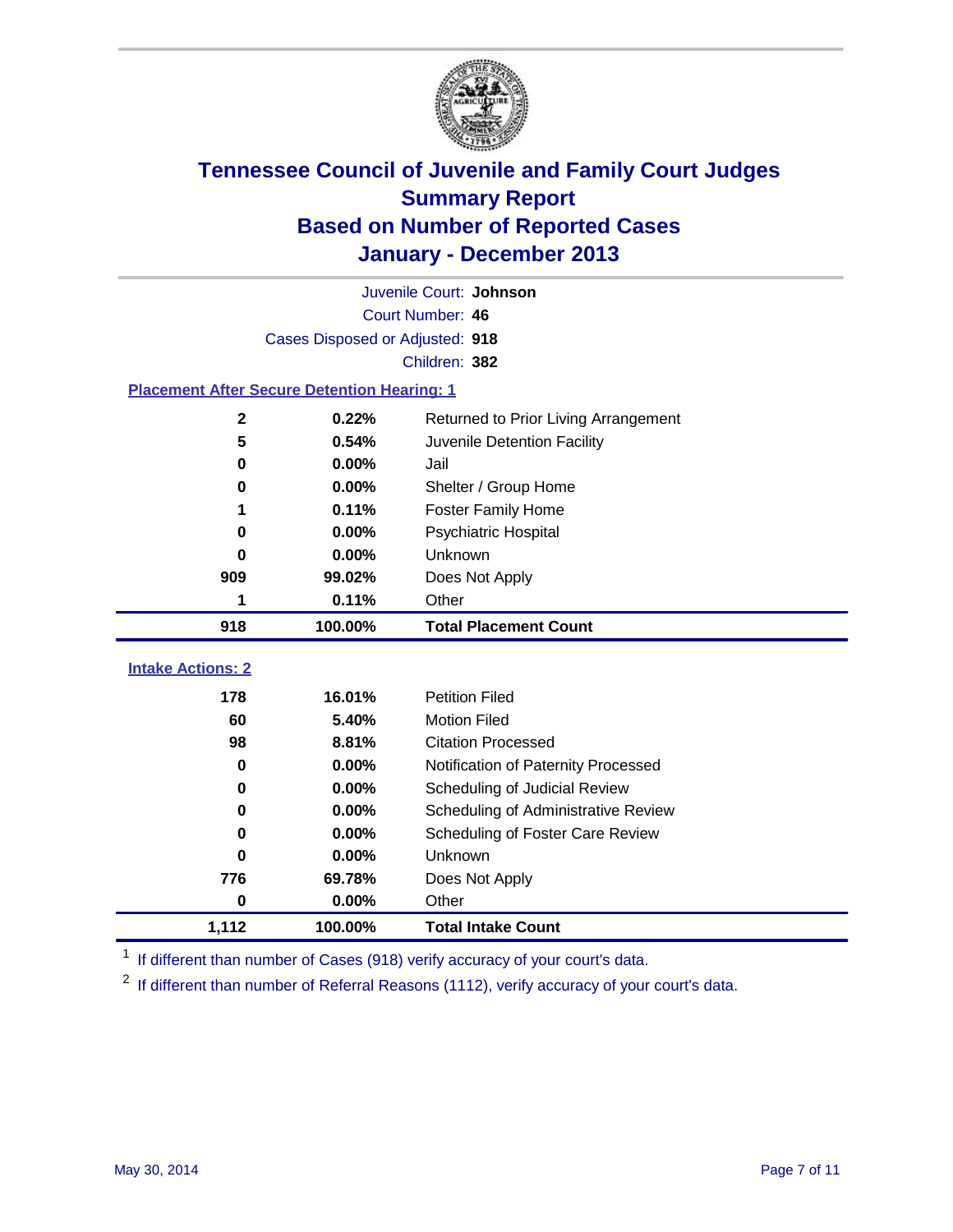# Tennessee Council of Juvenile and Family Court Judges
## Summary Report
## Based on Number of Reported Cases
## January - December 2013

Juvenile Court: **Johnson**
Court Number: **46**
Cases Disposed or Adjusted: **918**
Children: **382**

### Placement After Secure Detention Hearing: 1

| | | |
|---|---|---|
| 2 | 0.22% | Returned to Prior Living Arrangement |
| 5 | 0.54% | Juvenile Detention Facility |
| 0 | 0.00% | Jail |
| 0 | 0.00% | Shelter / Group Home |
| 1 | 0.11% | Foster Family Home |
| 0 | 0.00% | Psychiatric Hospital |
| 0 | 0.00% | Unknown |
| 909 | 99.02% | Does Not Apply |
| 1 | 0.11% | Other |
| **918** | **100.00%** | **Total Placement Count** |

### Intake Actions: 2

| | | |
|---|---|---|
| 178 | 16.01% | Petition Filed |
| 60 | 5.40% | Motion Filed |
| 98 | 8.81% | Citation Processed |
| 0 | 0.00% | Notification of Paternity Processed |
| 0 | 0.00% | Scheduling of Judicial Review |
| 0 | 0.00% | Scheduling of Administrative Review |
| 0 | 0.00% | Scheduling of Foster Care Review |
| 0 | 0.00% | Unknown |
| 776 | 69.78% | Does Not Apply |
| 0 | 0.00% | Other |
| **1,112** | **100.00%** | **Total Intake Count** |

[1] If different than number of Cases (918) verify accuracy of your court's data.

[2] If different than number of Referral Reasons (1112), verify accuracy of your court's data.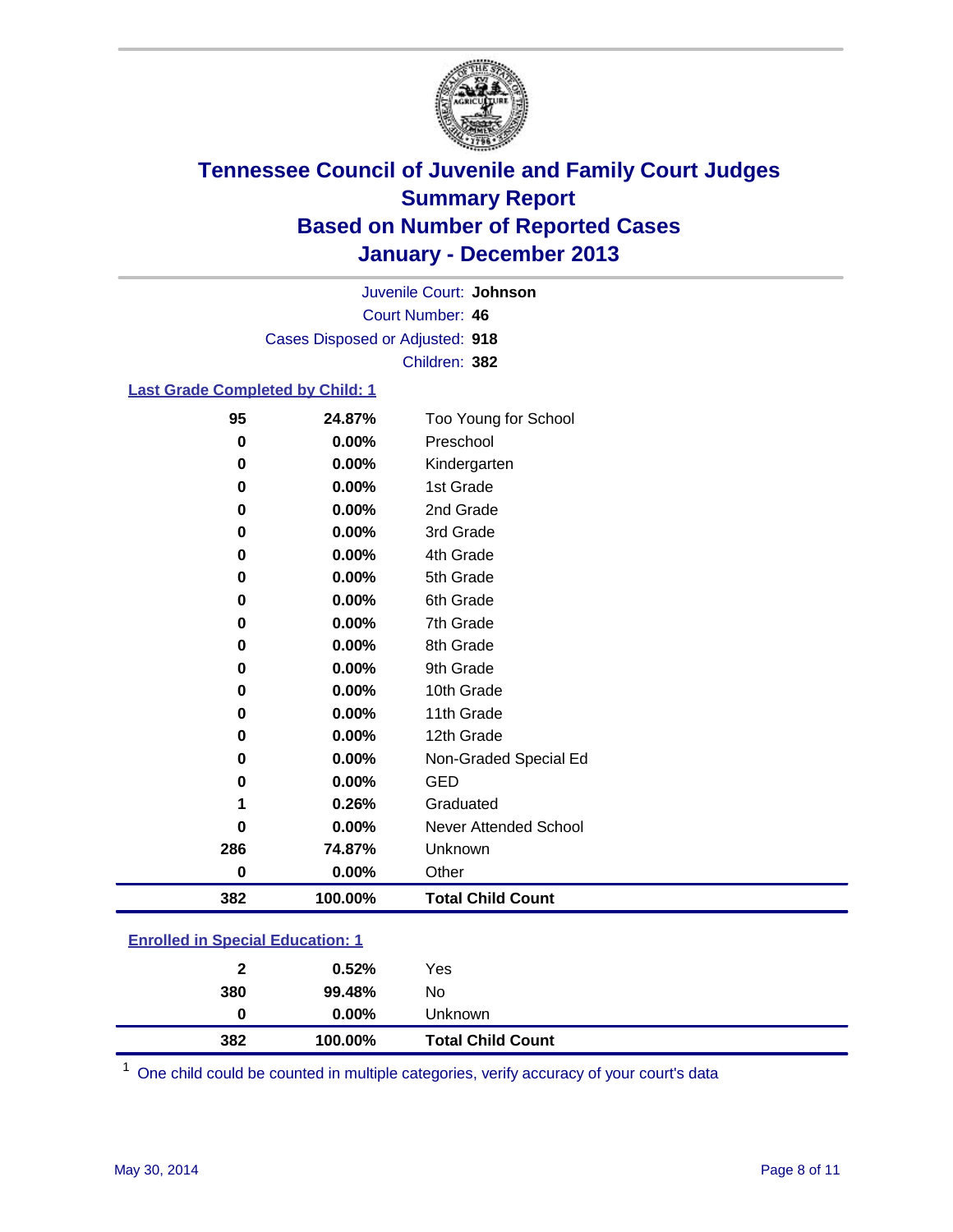# Tennessee Council of Juvenile and Family Court Judges
## Summary Report
## Based on Number of Reported Cases
## January - December 2013

Juvenile Court: **Johnson**
Court Number: **46**
Cases Disposed or Adjusted: **918**
Children: **382**

### Last Grade Completed by Child: 1

| | | |
|---|---|---|
| 95 | 24.87% | Too Young for School |
| 0 | 0.00% | Preschool |
| 0 | 0.00% | Kindergarten |
| 0 | 0.00% | 1st Grade |
| 0 | 0.00% | 2nd Grade |
| 0 | 0.00% | 3rd Grade |
| 0 | 0.00% | 4th Grade |
| 0 | 0.00% | 5th Grade |
| 0 | 0.00% | 6th Grade |
| 0 | 0.00% | 7th Grade |
| 0 | 0.00% | 8th Grade |
| 0 | 0.00% | 9th Grade |
| 0 | 0.00% | 10th Grade |
| 0 | 0.00% | 11th Grade |
| 0 | 0.00% | 12th Grade |
| 0 | 0.00% | Non-Graded Special Ed |
| 0 | 0.00% | GED |
| 1 | 0.26% | Graduated |
| 0 | 0.00% | Never Attended School |
| 286 | 74.87% | Unknown |
| 0 | 0.00% | Other |
| **382** | **100.00%** | **Total Child Count** |

### Enrolled in Special Education: 1

| | | |
|---|---|---|
| 2 | 0.52% | Yes |
| 380 | 99.48% | No |
| 0 | 0.00% | Unknown |
| **382** | **100.00%** | **Total Child Count** |

[1] One child could be counted in multiple categories, verify accuracy of your court's data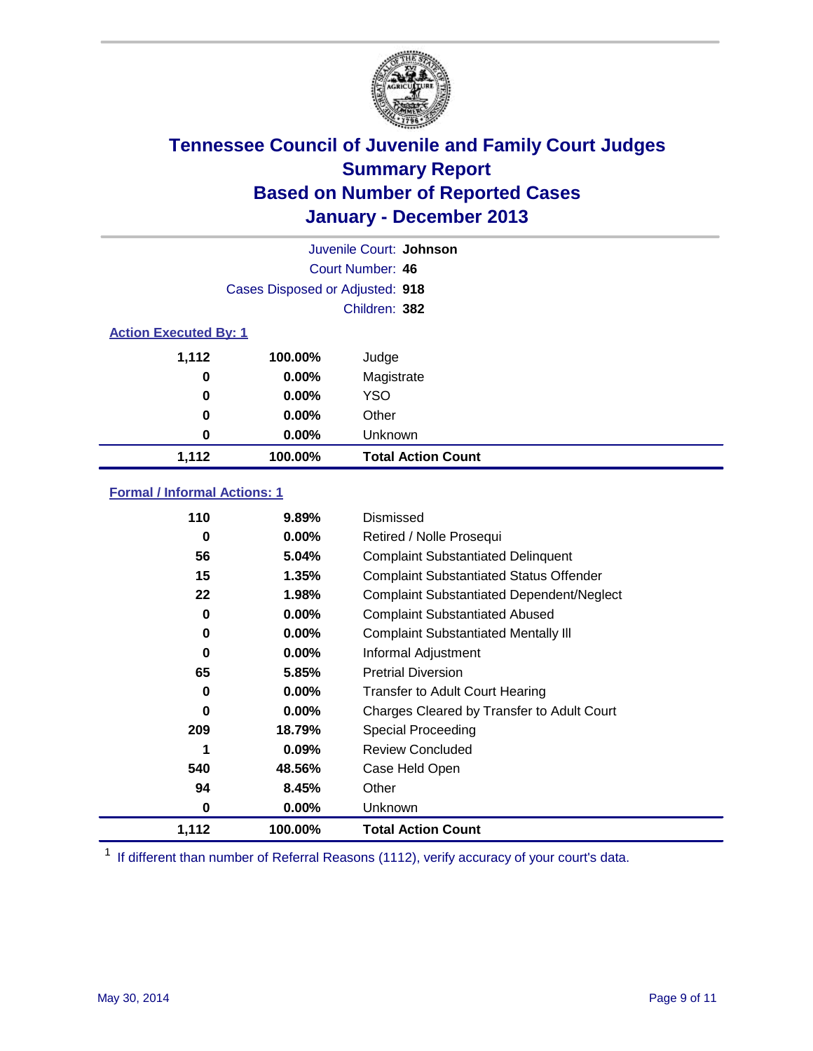# Tennessee Council of Juvenile and Family Court Judges
## Summary Report
## Based on Number of Reported Cases
## January - December 2013

Juvenile Court: **Johnson**

Court Number: **46**

Cases Disposed or Adjusted: **918**

Children: **382**

### Action Executed By: 1

| | | |
|---|---|---|
| 1,112 | 100.00% | Judge |
| 0 | 0.00% | Magistrate |
| 0 | 0.00% | YSO |
| 0 | 0.00% | Other |
| 0 | 0.00% | Unknown |
| **1,112** | **100.00%** | **Total Action Count** |

### Formal / Informal Actions: 1

| | | |
|---|---|---|
| 110 | 9.89% | Dismissed |
| 0 | 0.00% | Retired / Nolle Prosequi |
| 56 | 5.04% | Complaint Substantiated Delinquent |
| 15 | 1.35% | Complaint Substantiated Status Offender |
| 22 | 1.98% | Complaint Substantiated Dependent/Neglect |
| 0 | 0.00% | Complaint Substantiated Abused |
| 0 | 0.00% | Complaint Substantiated Mentally Ill |
| 0 | 0.00% | Informal Adjustment |
| 65 | 5.85% | Pretrial Diversion |
| 0 | 0.00% | Transfer to Adult Court Hearing |
| 0 | 0.00% | Charges Cleared by Transfer to Adult Court |
| 209 | 18.79% | Special Proceeding |
| 1 | 0.09% | Review Concluded |
| 540 | 48.56% | Case Held Open |
| 94 | 8.45% | Other |
| 0 | 0.00% | Unknown |
| **1,112** | **100.00%** | **Total Action Count** |

[1] If different than number of Referral Reasons (1112), verify accuracy of your court's data.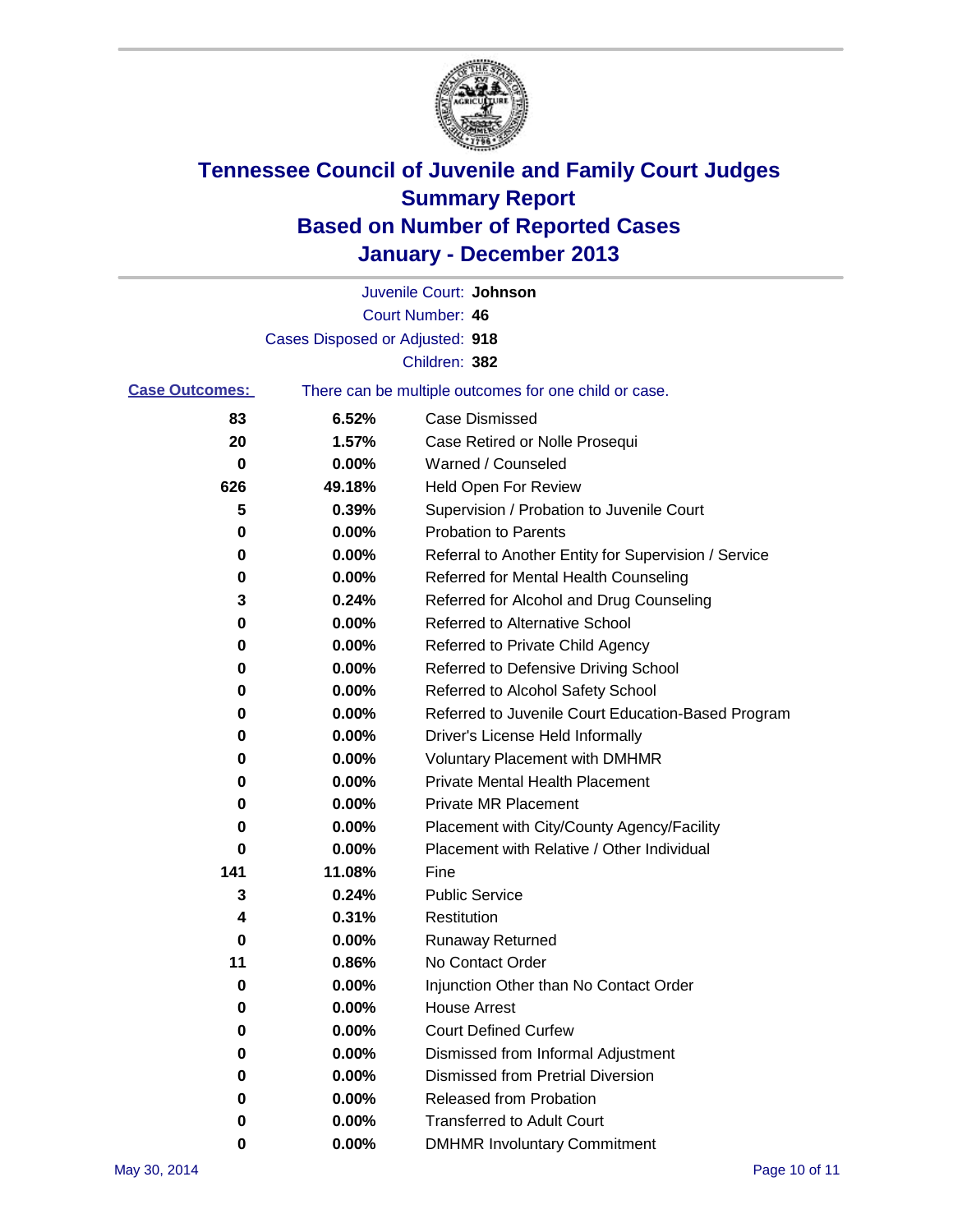# Tennessee Council of Juvenile and Family Court Judges
# Summary Report
# Based on Number of Reported Cases
# January - December 2013

Juvenile Court: **Johnson**
Court Number: **46**
Cases Disposed or Adjusted: **918**
Children: **382**

**Case Outcomes:** There can be multiple outcomes for one child or case.

| | | |
|---|---|---|
| 83 | 6.52% | Case Dismissed |
| 20 | 1.57% | Case Retired or Nolle Prosequi |
| 0 | 0.00% | Warned / Counseled |
| 626 | 49.18% | Held Open For Review |
| 5 | 0.39% | Supervision / Probation to Juvenile Court |
| 0 | 0.00% | Probation to Parents |
| 0 | 0.00% | Referral to Another Entity for Supervision / Service |
| 0 | 0.00% | Referred for Mental Health Counseling |
| 3 | 0.24% | Referred for Alcohol and Drug Counseling |
| 0 | 0.00% | Referred to Alternative School |
| 0 | 0.00% | Referred to Private Child Agency |
| 0 | 0.00% | Referred to Defensive Driving School |
| 0 | 0.00% | Referred to Alcohol Safety School |
| 0 | 0.00% | Referred to Juvenile Court Education-Based Program |
| 0 | 0.00% | Driver's License Held Informally |
| 0 | 0.00% | Voluntary Placement with DMHMR |
| 0 | 0.00% | Private Mental Health Placement |
| 0 | 0.00% | Private MR Placement |
| 0 | 0.00% | Placement with City/County Agency/Facility |
| 0 | 0.00% | Placement with Relative / Other Individual |
| 141 | 11.08% | Fine |
| 3 | 0.24% | Public Service |
| 4 | 0.31% | Restitution |
| 0 | 0.00% | Runaway Returned |
| 11 | 0.86% | No Contact Order |
| 0 | 0.00% | Injunction Other than No Contact Order |
| 0 | 0.00% | House Arrest |
| 0 | 0.00% | Court Defined Curfew |
| 0 | 0.00% | Dismissed from Informal Adjustment |
| 0 | 0.00% | Dismissed from Pretrial Diversion |
| 0 | 0.00% | Released from Probation |
| 0 | 0.00% | Transferred to Adult Court |
| 0 | 0.00% | DMHMR Involuntary Commitment |

May 30, 2014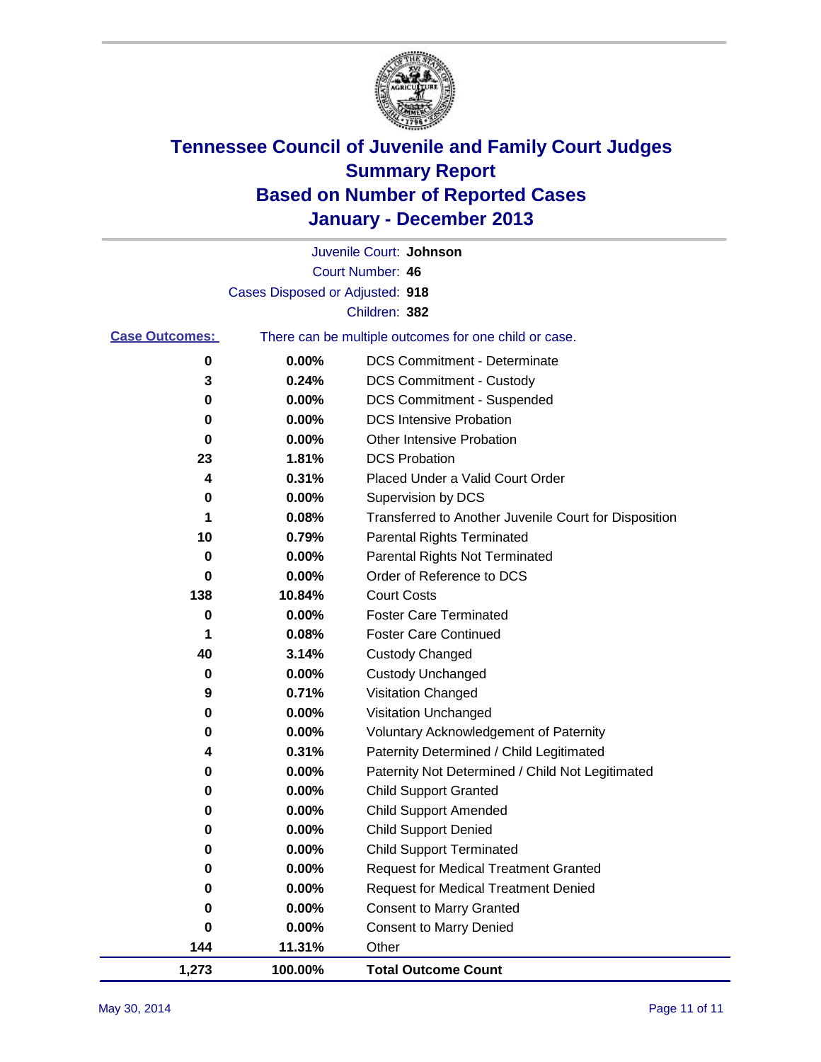# Tennessee Council of Juvenile and Family Court Judges
# Summary Report
# Based on Number of Reported Cases
# January - December 2013

Juvenile Court: **Johnson**
Court Number: **46**
Cases Disposed or Adjusted: **918**
Children: **382**

**Case Outcomes:** There can be multiple outcomes for one child or case.

| | | |
|---|---|---|
| 0 | 0.00% | DCS Commitment - Determinate |
| 3 | 0.24% | DCS Commitment - Custody |
| 0 | 0.00% | DCS Commitment - Suspended |
| 0 | 0.00% | DCS Intensive Probation |
| 0 | 0.00% | Other Intensive Probation |
| 23 | 1.81% | DCS Probation |
| 4 | 0.31% | Placed Under a Valid Court Order |
| 0 | 0.00% | Supervision by DCS |
| 1 | 0.08% | Transferred to Another Juvenile Court for Disposition |
| 10 | 0.79% | Parental Rights Terminated |
| 0 | 0.00% | Parental Rights Not Terminated |
| 0 | 0.00% | Order of Reference to DCS |
| 138 | 10.84% | Court Costs |
| 0 | 0.00% | Foster Care Terminated |
| 1 | 0.08% | Foster Care Continued |
| 40 | 3.14% | Custody Changed |
| 0 | 0.00% | Custody Unchanged |
| 9 | 0.71% | Visitation Changed |
| 0 | 0.00% | Visitation Unchanged |
| 0 | 0.00% | Voluntary Acknowledgement of Paternity |
| 4 | 0.31% | Paternity Determined / Child Legitimated |
| 0 | 0.00% | Paternity Not Determined / Child Not Legitimated |
| 0 | 0.00% | Child Support Granted |
| 0 | 0.00% | Child Support Amended |
| 0 | 0.00% | Child Support Denied |
| 0 | 0.00% | Child Support Terminated |
| 0 | 0.00% | Request for Medical Treatment Granted |
| 0 | 0.00% | Request for Medical Treatment Denied |
| 0 | 0.00% | Consent to Marry Granted |
| 0 | 0.00% | Consent to Marry Denied |
| 144 | 11.31% | Other |
| **1,273** | **100.00%** | **Total Outcome Count** |

May 30, 2014